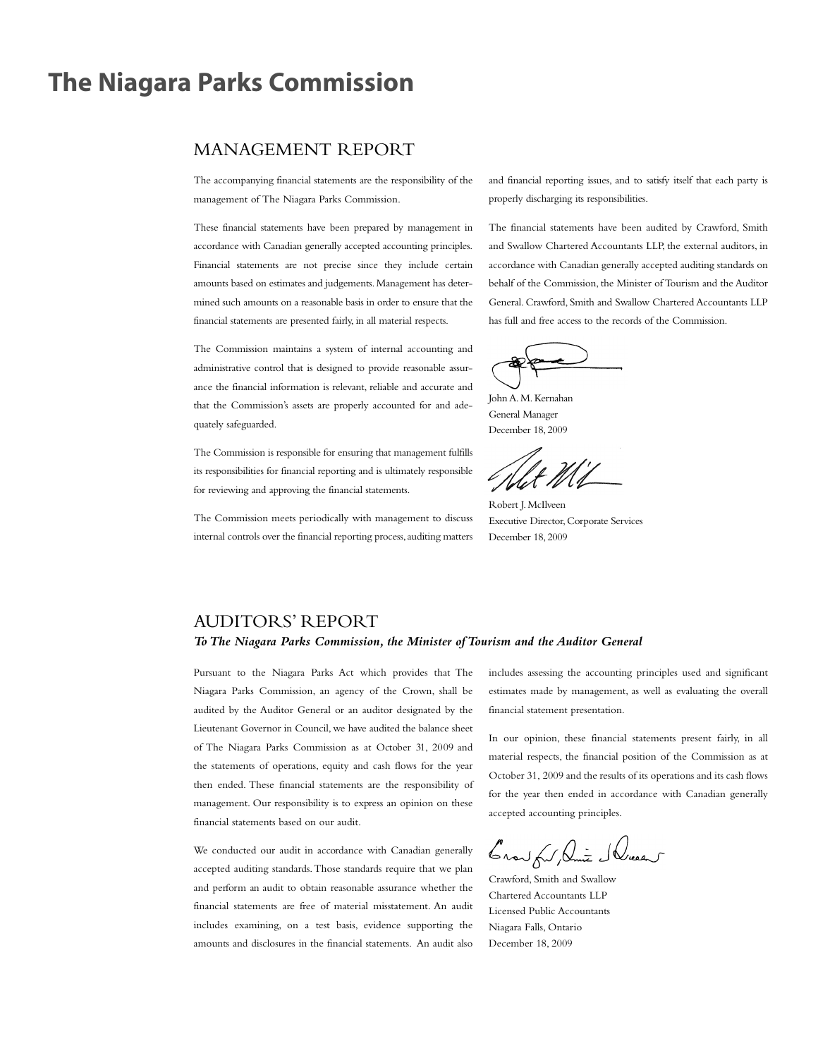# The Niagara Parks Commission

## MANAGEMENT REPORT

The accompanying financial statements are the responsibility of the management of The Niagara Parks Commission.

These financial statements have been prepared by management in accordance with Canadian generally accepted accounting principles. Financial statements are not precise since they include certain amounts based on estimates and judgements. Management has determined such amounts on a reasonable basis in order to ensure that the financial statements are presented fairly, in all material respects.

The Commission maintains a system of internal accounting and administrative control that is designed to provide reasonable assurance the financial information is relevant, reliable and accurate and that the Commission's assets are properly accounted for and adequately safeguarded.

The Commission is responsible for ensuring that management fulfills its responsibilities for financial reporting and is ultimately responsible for reviewing and approving the financial statements.

The Commission meets periodically with management to discuss internal controls over the financial reporting process, auditing matters and financial reporting issues, and to satisfy itself that each party is properly discharging its responsibilities.

The financial statements have been audited by Crawford, Smith and Swallow Chartered Accountants LLP, the external auditors, in accordance with Canadian generally accepted auditing standards on behalf of the Commission, the Minister of Tourism and the Auditor General. Crawford, Smith and Swallow Chartered Accountants LLP has full and free access to the records of the Commission.

John A. M. Kernahan
General Manager
December 18, 2009

Robert J. McIlveen
Executive Director, Corporate Services
December 18, 2009

## AUDITORS' REPORT

***To The Niagara Parks Commission, the Minister of Tourism and the Auditor General***

Pursuant to the Niagara Parks Act which provides that The Niagara Parks Commission, an agency of the Crown, shall be audited by the Auditor General or an auditor designated by the Lieutenant Governor in Council, we have audited the balance sheet of The Niagara Parks Commission as at October 31, 2009 and the statements of operations, equity and cash flows for the year then ended. These financial statements are the responsibility of management. Our responsibility is to express an opinion on these financial statements based on our audit.

We conducted our audit in accordance with Canadian generally accepted auditing standards. Those standards require that we plan and perform an audit to obtain reasonable assurance whether the financial statements are free of material misstatement. An audit includes examining, on a test basis, evidence supporting the amounts and disclosures in the financial statements. An audit also includes assessing the accounting principles used and significant estimates made by management, as well as evaluating the overall financial statement presentation.

In our opinion, these financial statements present fairly, in all material respects, the financial position of the Commission as at October 31, 2009 and the results of its operations and its cash flows for the year then ended in accordance with Canadian generally accepted accounting principles.

Crawford, Smith and Swallow
Chartered Accountants LLP
Licensed Public Accountants
Niagara Falls, Ontario
December 18, 2009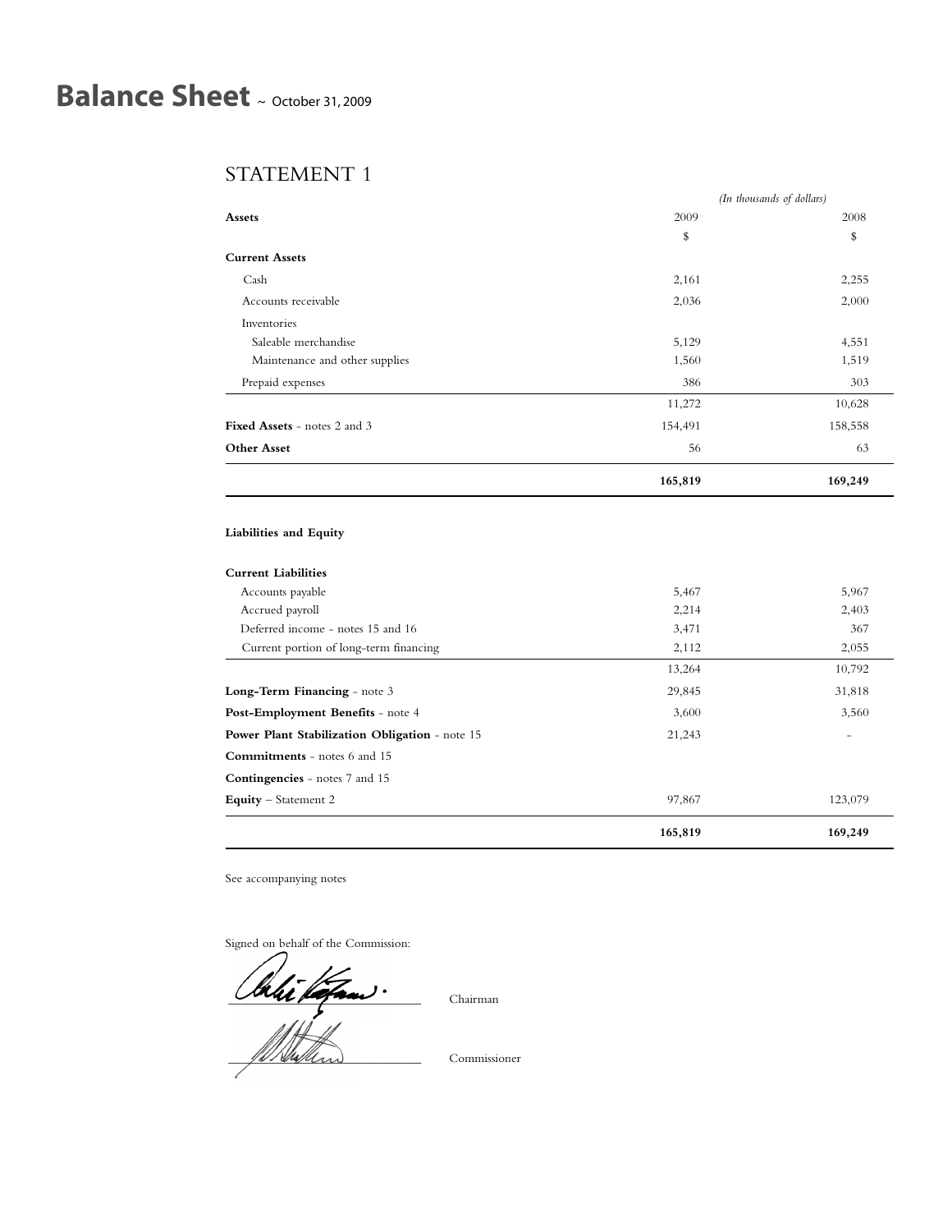# Balance Sheet ~ October 31, 2009

## STATEMENT 1

| | *(In thousands of dollars)* | |
|---|---|---|
| **Assets** | 2009 | 2008 |
| | $ | $ |
| **Current Assets** | | |
| Cash | 2,161 | 2,255 |
| Accounts receivable | 2,036 | 2,000 |
| Inventories | | |
| Saleable merchandise | 5,129 | 4,551 |
| Maintenance and other supplies | 1,560 | 1,519 |
| Prepaid expenses | 386 | 303 |
| | 11,272 | 10,628 |
| **Fixed Assets** - notes 2 and 3 | 154,491 | 158,558 |
| **Other Asset** | 56 | 63 |
| | **165,819** | **169,249** |

| | 2009 | 2008 |
|---|---|---|
| **Liabilities and Equity** | | |
| **Current Liabilities** | | |
| Accounts payable | 5,467 | 5,967 |
| Accrued payroll | 2,214 | 2,403 |
| Deferred income - notes 15 and 16 | 3,471 | 367 |
| Current portion of long-term financing | 2,112 | 2,055 |
| | 13,264 | 10,792 |
| **Long-Term Financing** - note 3 | 29,845 | 31,818 |
| **Post-Employment Benefits** - note 4 | 3,600 | 3,560 |
| **Power Plant Stabilization Obligation** - note 15 | 21,243 | - |
| **Commitments** - notes 6 and 15 | | |
| **Contingencies** - notes 7 and 15 | | |
| **Equity** – Statement 2 | 97,867 | 123,079 |
| | **165,819** | **169,249** |

See accompanying notes

Signed on behalf of the Commission:

Chairman

Commissioner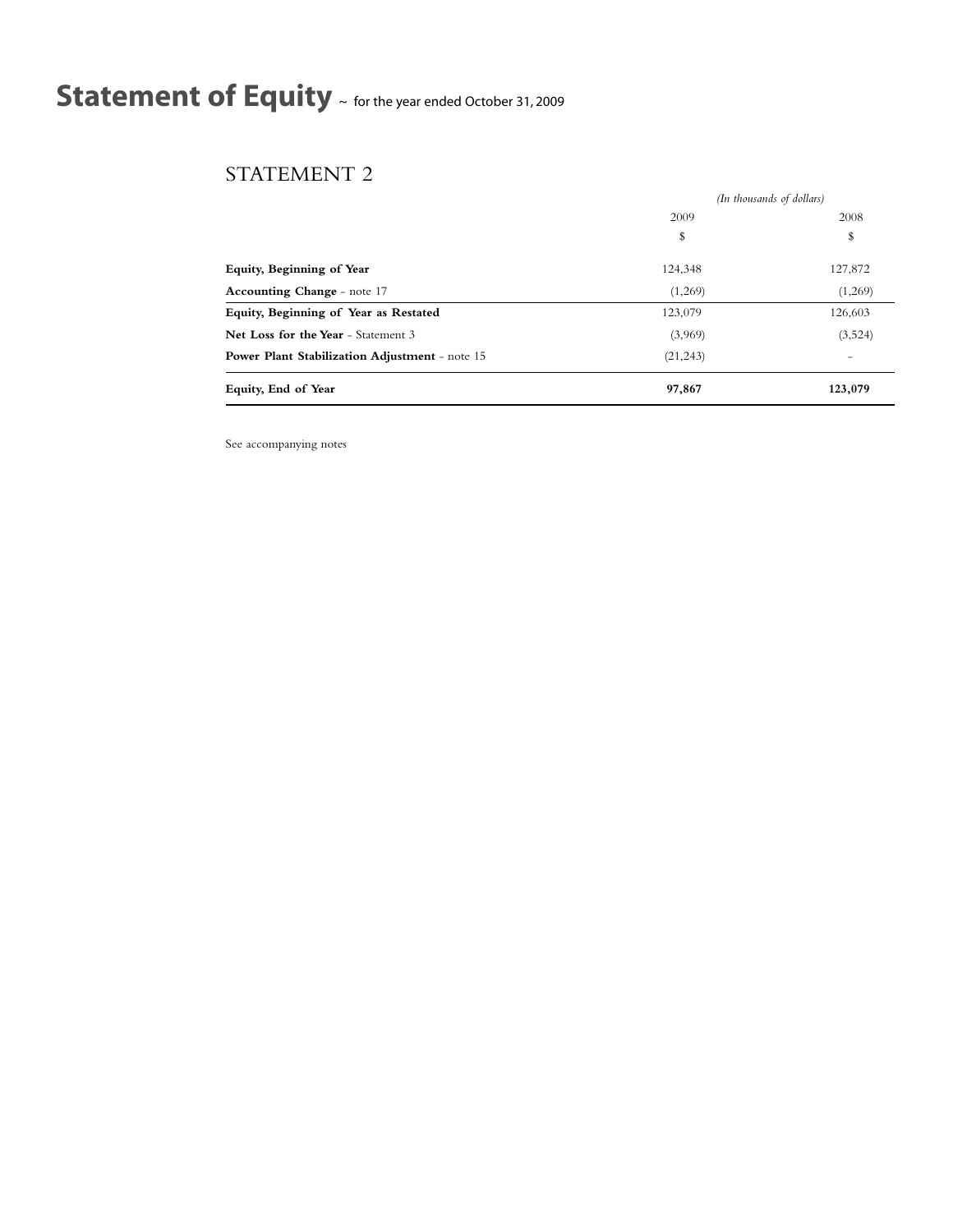# Statement of Equity ~ for the year ended October 31, 2009

## STATEMENT 2

| | *(In thousands of dollars)* | |
|---|---|---|
| | 2009 | 2008 |
| | $ | $ |
| **Equity, Beginning of Year** | 124,348 | 127,872 |
| **Accounting Change** - note 17 | (1,269) | (1,269) |
| **Equity, Beginning of Year as Restated** | 123,079 | 126,603 |
| **Net Loss for the Year** - Statement 3 | (3,969) | (3,524) |
| **Power Plant Stabilization Adjustment** - note 15 | (21,243) | - |
| **Equity, End of Year** | **97,867** | **123,079** |

See accompanying notes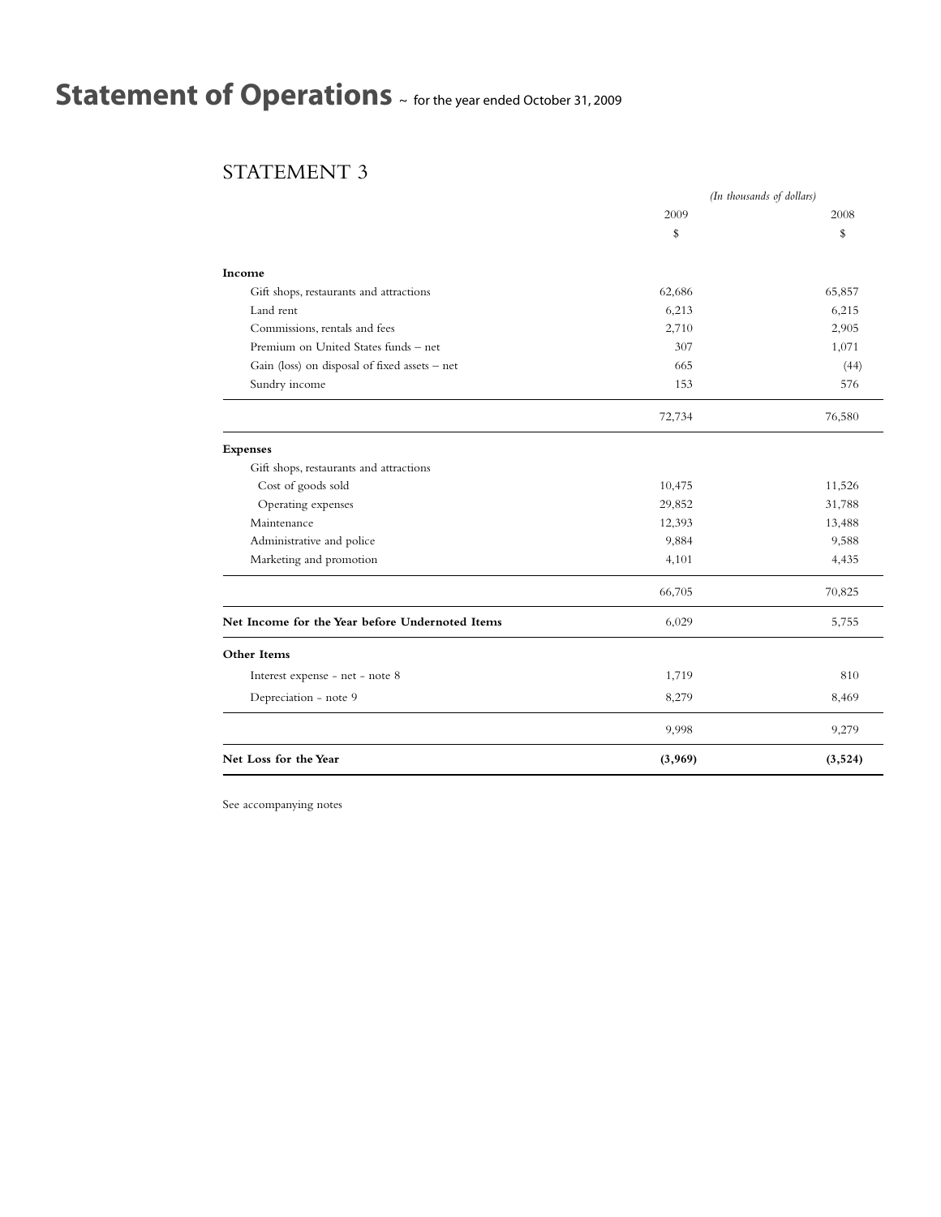# Statement of Operations ~ for the year ended October 31, 2009

## STATEMENT 3

| | *(In thousands of dollars)* | |
|---|---|---|
| | 2009 | 2008 |
| | $ | $ |
| **Income** | | |
| Gift shops, restaurants and attractions | 62,686 | 65,857 |
| Land rent | 6,213 | 6,215 |
| Commissions, rentals and fees | 2,710 | 2,905 |
| Premium on United States funds – net | 307 | 1,071 |
| Gain (loss) on disposal of fixed assets – net | 665 | (44) |
| Sundry income | 153 | 576 |
| | 72,734 | 76,580 |
| **Expenses** | | |
| Gift shops, restaurants and attractions | | |
| Cost of goods sold | 10,475 | 11,526 |
| Operating expenses | 29,852 | 31,788 |
| Maintenance | 12,393 | 13,488 |
| Administrative and police | 9,884 | 9,588 |
| Marketing and promotion | 4,101 | 4,435 |
| | 66,705 | 70,825 |
| **Net Income for the Year before Undernoted Items** | 6,029 | 5,755 |
| **Other Items** | | |
| Interest expense - net - note 8 | 1,719 | 810 |
| Depreciation - note 9 | 8,279 | 8,469 |
| | 9,998 | 9,279 |
| **Net Loss for the Year** | **(3,969)** | **(3,524)** |

See accompanying notes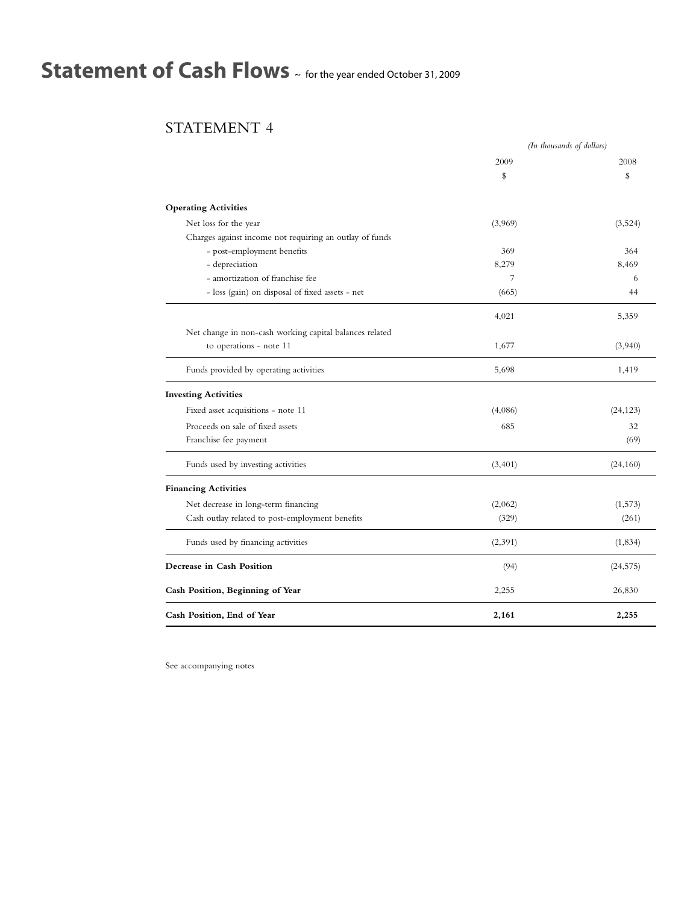# Statement of Cash Flows ~ for the year ended October 31, 2009

## STATEMENT 4

| | *(In thousands of dollars)* | |
|---|---|---|
| | 2009 | 2008 |
| | $ | $ |
| **Operating Activities** | | |
| Net loss for the year | (3,969) | (3,524) |
| Charges against income not requiring an outlay of funds | | |
| - post-employment benefits | 369 | 364 |
| - depreciation | 8,279 | 8,469 |
| - amortization of franchise fee | 7 | 6 |
| - loss (gain) on disposal of fixed assets - net | (665) | 44 |
| | 4,021 | 5,359 |
| Net change in non-cash working capital balances related to operations - note 11 | 1,677 | (3,940) |
| Funds provided by operating activities | 5,698 | 1,419 |
| **Investing Activities** | | |
| Fixed asset acquisitions - note 11 | (4,086) | (24,123) |
| Proceeds on sale of fixed assets | 685 | 32 |
| Franchise fee payment | | (69) |
| Funds used by investing activities | (3,401) | (24,160) |
| **Financing Activities** | | |
| Net decrease in long-term financing | (2,062) | (1,573) |
| Cash outlay related to post-employment benefits | (329) | (261) |
| Funds used by financing activities | (2,391) | (1,834) |
| **Decrease in Cash Position** | (94) | (24,575) |
| **Cash Position, Beginning of Year** | 2,255 | 26,830 |
| **Cash Position, End of Year** | **2,161** | **2,255** |

See accompanying notes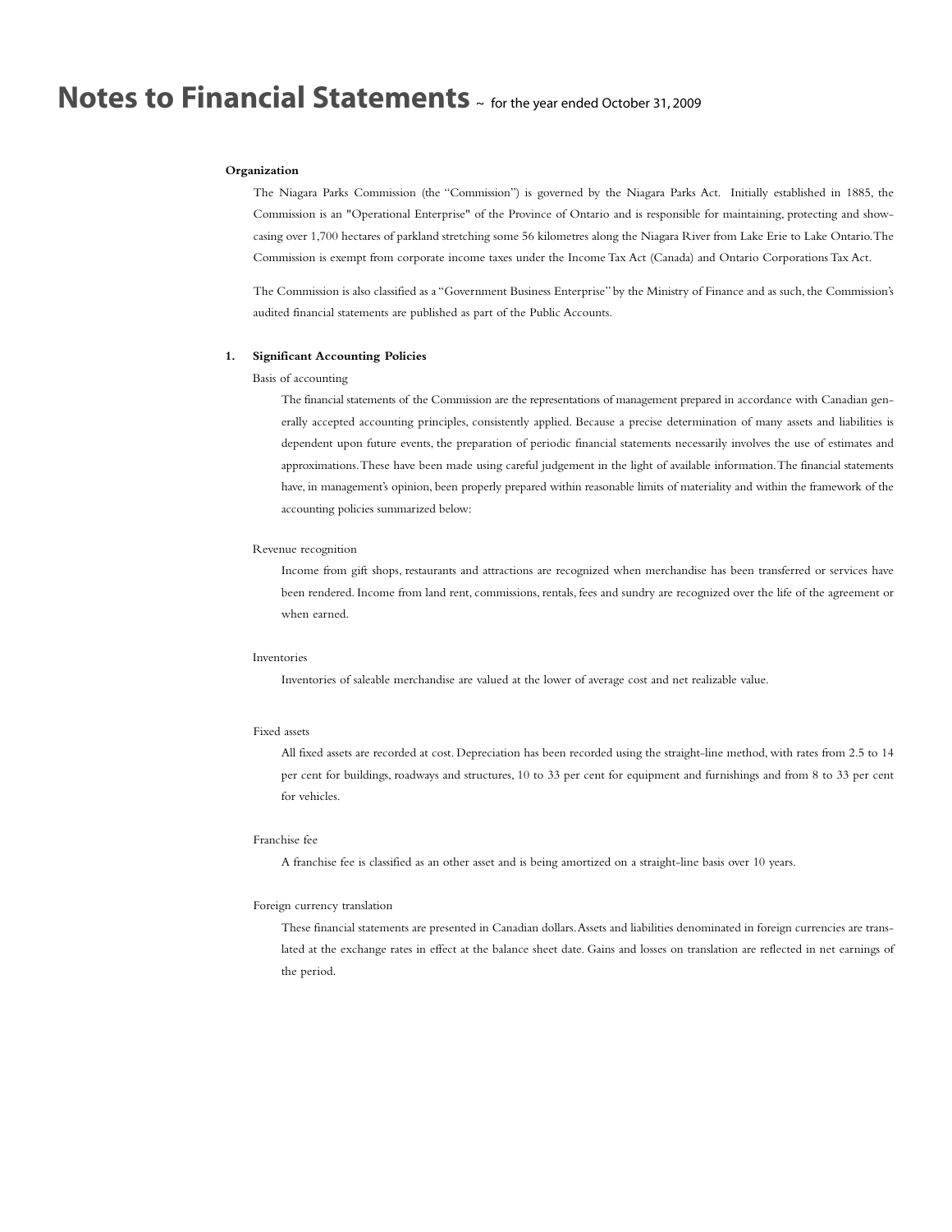# Notes to Financial Statements ~ for the year ended October 31, 2009

**Organization**

The Niagara Parks Commission (the "Commission") is governed by the Niagara Parks Act. Initially established in 1885, the Commission is an "Operational Enterprise" of the Province of Ontario and is responsible for maintaining, protecting and showcasing over 1,700 hectares of parkland stretching some 56 kilometres along the Niagara River from Lake Erie to Lake Ontario. The Commission is exempt from corporate income taxes under the Income Tax Act (Canada) and Ontario Corporations Tax Act.

The Commission is also classified as a "Government Business Enterprise" by the Ministry of Finance and as such, the Commission's audited financial statements are published as part of the Public Accounts.

**1. Significant Accounting Policies**

Basis of accounting

The financial statements of the Commission are the representations of management prepared in accordance with Canadian generally accepted accounting principles, consistently applied. Because a precise determination of many assets and liabilities is dependent upon future events, the preparation of periodic financial statements necessarily involves the use of estimates and approximations. These have been made using careful judgement in the light of available information. The financial statements have, in management's opinion, been properly prepared within reasonable limits of materiality and within the framework of the accounting policies summarized below:

Revenue recognition

Income from gift shops, restaurants and attractions are recognized when merchandise has been transferred or services have been rendered. Income from land rent, commissions, rentals, fees and sundry are recognized over the life of the agreement or when earned.

Inventories

Inventories of saleable merchandise are valued at the lower of average cost and net realizable value.

Fixed assets

All fixed assets are recorded at cost. Depreciation has been recorded using the straight-line method, with rates from 2.5 to 14 per cent for buildings, roadways and structures, 10 to 33 per cent for equipment and furnishings and from 8 to 33 per cent for vehicles.

Franchise fee

A franchise fee is classified as an other asset and is being amortized on a straight-line basis over 10 years.

Foreign currency translation

These financial statements are presented in Canadian dollars. Assets and liabilities denominated in foreign currencies are translated at the exchange rates in effect at the balance sheet date. Gains and losses on translation are reflected in net earnings of the period.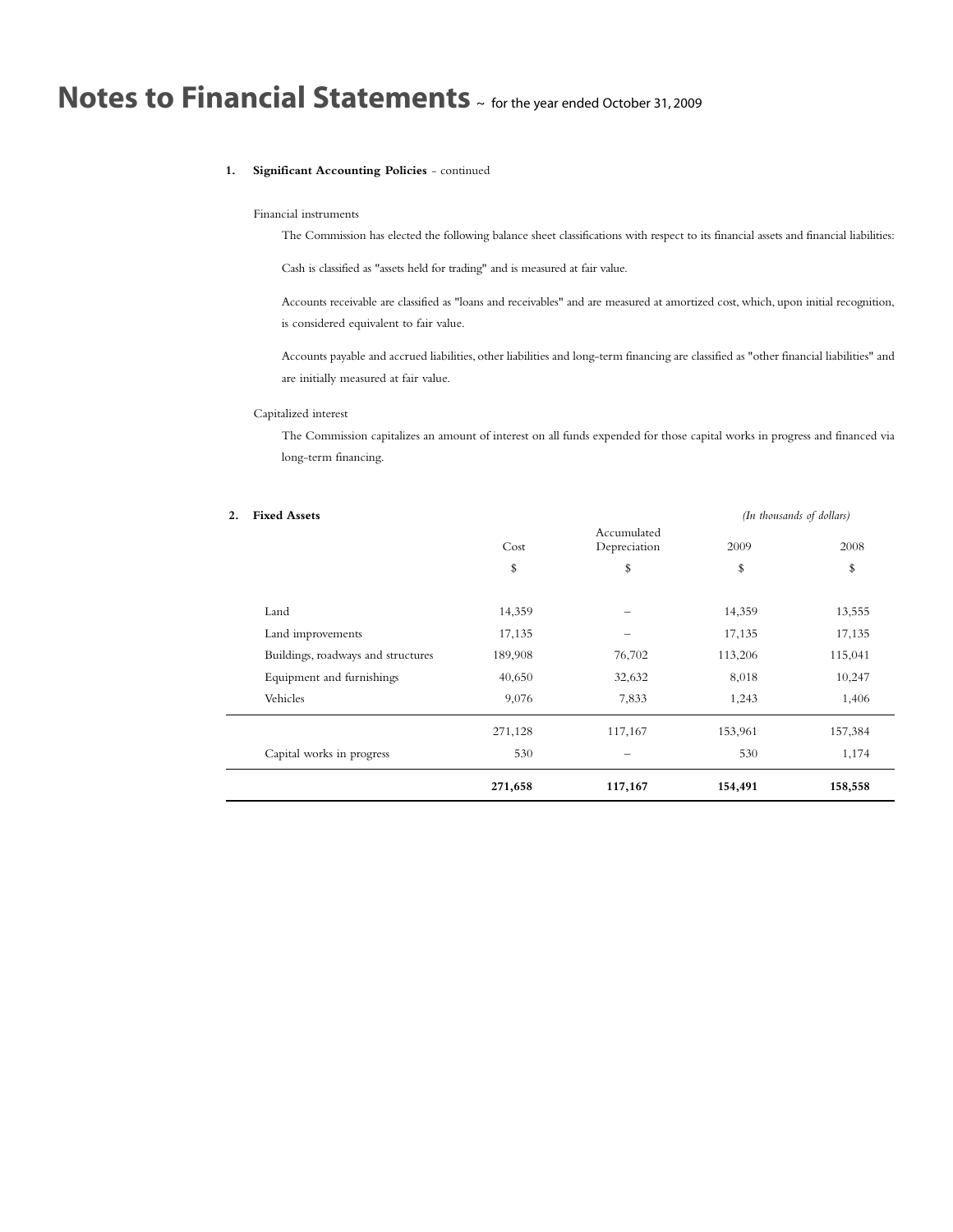# Notes to Financial Statements ~ for the year ended October 31, 2009

**1. Significant Accounting Policies** - continued

Financial instruments

The Commission has elected the following balance sheet classifications with respect to its financial assets and financial liabilities:

Cash is classified as "assets held for trading" and is measured at fair value.

Accounts receivable are classified as "loans and receivables" and are measured at amortized cost, which, upon initial recognition, is considered equivalent to fair value.

Accounts payable and accrued liabilities, other liabilities and long-term financing are classified as "other financial liabilities" and are initially measured at fair value.

Capitalized interest

The Commission capitalizes an amount of interest on all funds expended for those capital works in progress and financed via long-term financing.

**2. Fixed Assets**

*(In thousands of dollars)*

| | Cost | Accumulated Depreciation | 2009 | 2008 |
|---|---|---|---|---|
| | $ | $ | $ | $ |
| Land | 14,359 | – | 14,359 | 13,555 |
| Land improvements | 17,135 | – | 17,135 | 17,135 |
| Buildings, roadways and structures | 189,908 | 76,702 | 113,206 | 115,041 |
| Equipment and furnishings | 40,650 | 32,632 | 8,018 | 10,247 |
| Vehicles | 9,076 | 7,833 | 1,243 | 1,406 |
| | 271,128 | 117,167 | 153,961 | 157,384 |
| Capital works in progress | 530 | – | 530 | 1,174 |
| | **271,658** | **117,167** | **154,491** | **158,558** |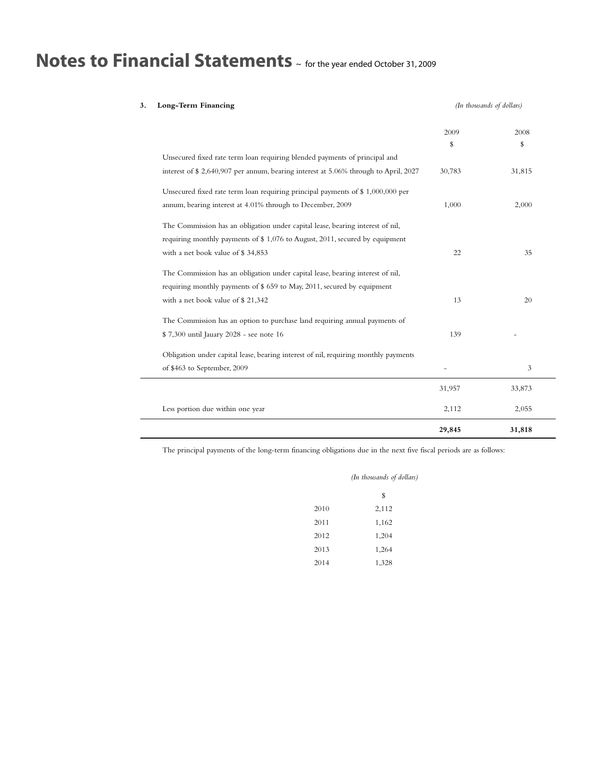# Notes to Financial Statements ~ for the year ended October 31, 2009

## 3. Long-Term Financing

*(In thousands of dollars)*

| | 2009 | 2008 |
|---|---|---|
| | $ | $ |
| Unsecured fixed rate term loan requiring blended payments of principal and interest of $ 2,640,907 per annum, bearing interest at 5.06% through to April, 2027 | 30,783 | 31,815 |
| Unsecured fixed rate term loan requiring principal payments of $ 1,000,000 per annum, bearing interest at 4.01% through to December, 2009 | 1,000 | 2,000 |
| The Commission has an obligation under capital lease, bearing interest of nil, requiring monthly payments of $ 1,076 to August, 2011, secured by equipment with a net book value of $ 34,853 | 22 | 35 |
| The Commission has an obligation under capital lease, bearing interest of nil, requiring monthly payments of $ 659 to May, 2011, secured by equipment with a net book value of $ 21,342 | 13 | 20 |
| The Commission has an option to purchase land requiring annual payments of $ 7,300 until Jauary 2028 - see note 16 | 139 | - |
| Obligation under capital lease, bearing interest of nil, requiring monthly payments of $463 to September, 2009 | - | 3 |
| | 31,957 | 33,873 |
| Less portion due within one year | 2,112 | 2,055 |
| | **29,845** | **31,818** |

The principal payments of the long-term financing obligations due in the next five fiscal periods are as follows:

*(In thousands of dollars)*

| | $ |
|---|---|
| 2010 | 2,112 |
| 2011 | 1,162 |
| 2012 | 1,204 |
| 2013 | 1,264 |
| 2014 | 1,328 |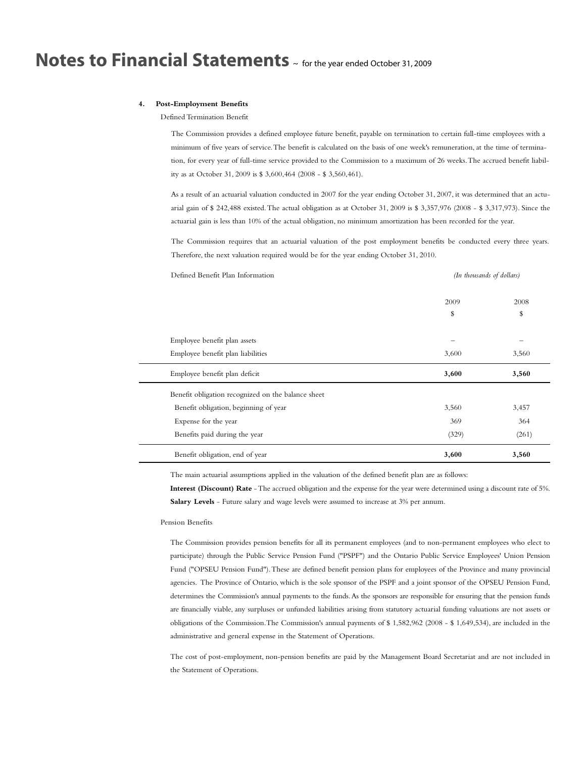# Notes to Financial Statements ~ for the year ended October 31, 2009

**4. Post-Employment Benefits**

Defined Termination Benefit

The Commission provides a defined employee future benefit, payable on termination to certain full-time employees with a minimum of five years of service. The benefit is calculated on the basis of one week's remuneration, at the time of termination, for every year of full-time service provided to the Commission to a maximum of 26 weeks. The accrued benefit liability as at October 31, 2009 is $ 3,600,464 (2008 - $ 3,560,461).

As a result of an actuarial valuation conducted in 2007 for the year ending October 31, 2007, it was determined that an actuarial gain of $ 242,488 existed. The actual obligation as at October 31, 2009 is $ 3,357,976 (2008 - $ 3,317,973). Since the actuarial gain is less than 10% of the actual obligation, no minimum amortization has been recorded for the year.

The Commission requires that an actuarial valuation of the post employment benefits be conducted every three years. Therefore, the next valuation required would be for the year ending October 31, 2010.

| Defined Benefit Plan Information | *(In thousands of dollars)* | |
|---|---|---|
| | 2009<br>$ | 2008<br>$ |
| Employee benefit plan assets | – | – |
| Employee benefit plan liabilities | 3,600 | 3,560 |
| Employee benefit plan deficit | **3,600** | **3,560** |
| Benefit obligation recognized on the balance sheet | | |
| Benefit obligation, beginning of year | 3,560 | 3,457 |
| Expense for the year | 369 | 364 |
| Benefits paid during the year | (329) | (261) |
| Benefit obligation, end of year | **3,600** | **3,560** |

The main actuarial assumptions applied in the valuation of the defined benefit plan are as follows:

**Interest (Discount) Rate** - The accrued obligation and the expense for the year were determined using a discount rate of 5%.

**Salary Levels** - Future salary and wage levels were assumed to increase at 3% per annum.

Pension Benefits

The Commission provides pension benefits for all its permanent employees (and to non-permanent employees who elect to participate) through the Public Service Pension Fund ("PSPF") and the Ontario Public Service Employees' Union Pension Fund ("OPSEU Pension Fund"). These are defined benefit pension plans for employees of the Province and many provincial agencies. The Province of Ontario, which is the sole sponsor of the PSPF and a joint sponsor of the OPSEU Pension Fund, determines the Commission's annual payments to the funds. As the sponsors are responsible for ensuring that the pension funds are financially viable, any surpluses or unfunded liabilities arising from statutory actuarial funding valuations are not assets or obligations of the Commission. The Commission's annual payments of $ 1,582,962 (2008 - $ 1,649,534), are included in the administrative and general expense in the Statement of Operations.

The cost of post-employment, non-pension benefits are paid by the Management Board Secretariat and are not included in the Statement of Operations.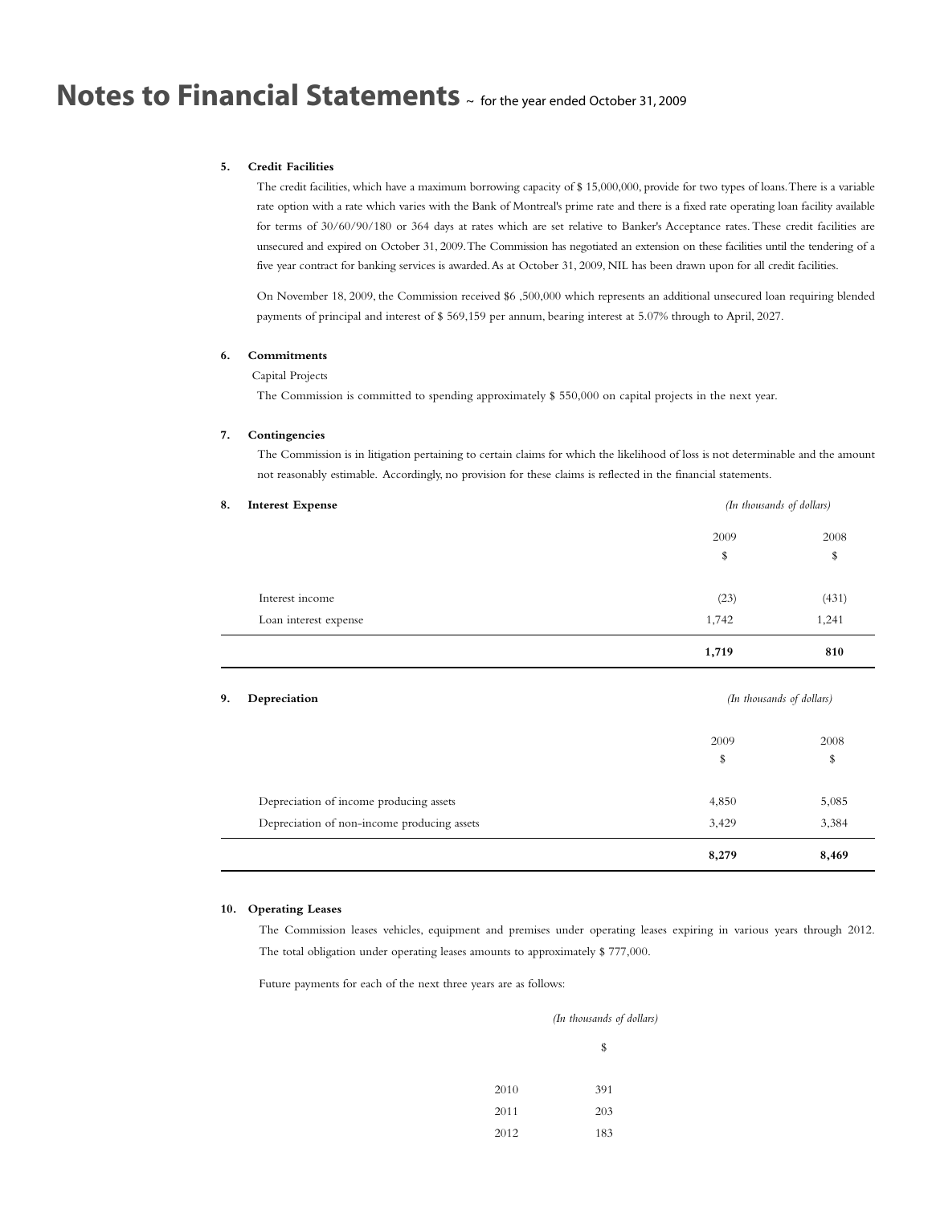# Notes to Financial Statements ~ for the year ended October 31, 2009

**5. Credit Facilities**

The credit facilities, which have a maximum borrowing capacity of $ 15,000,000, provide for two types of loans. There is a variable rate option with a rate which varies with the Bank of Montreal's prime rate and there is a fixed rate operating loan facility available for terms of 30/60/90/180 or 364 days at rates which are set relative to Banker's Acceptance rates. These credit facilities are unsecured and expired on October 31, 2009. The Commission has negotiated an extension on these facilities until the tendering of a five year contract for banking services is awarded. As at October 31, 2009, NIL has been drawn upon for all credit facilities.

On November 18, 2009, the Commission received $6 ,500,000 which represents an additional unsecured loan requiring blended payments of principal and interest of $ 569,159 per annum, bearing interest at 5.07% through to April, 2027.

**6. Commitments**

Capital Projects

The Commission is committed to spending approximately $ 550,000 on capital projects in the next year.

**7. Contingencies**

The Commission is in litigation pertaining to certain claims for which the likelihood of loss is not determinable and the amount not reasonably estimable. Accordingly, no provision for these claims is reflected in the financial statements.

**8. Interest Expense**

*(In thousands of dollars)*

| | 2009<br>$ | 2008<br>$ |
|---|---|---|
| Interest income | (23) | (431) |
| Loan interest expense | 1,742 | 1,241 |
| | **1,719** | **810** |

**9. Depreciation**

*(In thousands of dollars)*

| | 2009<br>$ | 2008<br>$ |
|---|---|---|
| Depreciation of income producing assets | 4,850 | 5,085 |
| Depreciation of non-income producing assets | 3,429 | 3,384 |
| | **8,279** | **8,469** |

**10. Operating Leases**

The Commission leases vehicles, equipment and premises under operating leases expiring in various years through 2012. The total obligation under operating leases amounts to approximately $ 777,000.

Future payments for each of the next three years are as follows:

*(In thousands of dollars)*

| | $ |
|---|---|
| 2010 | 391 |
| 2011 | 203 |
| 2012 | 183 |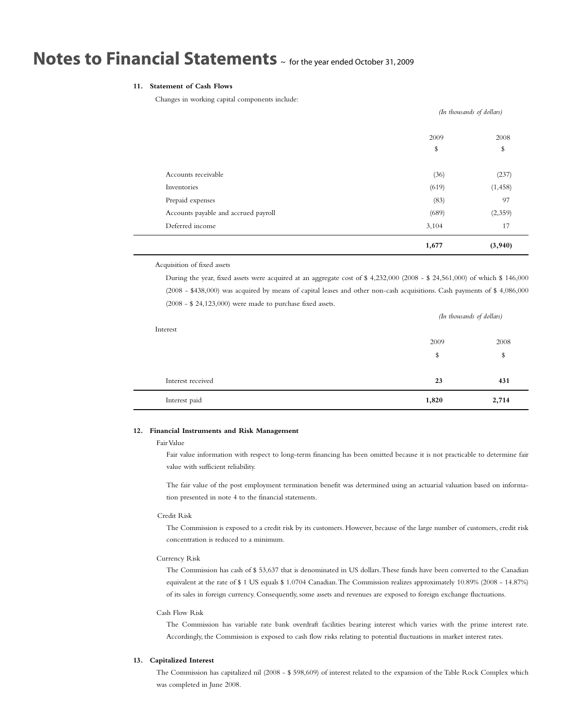# Notes to Financial Statements ~ for the year ended October 31, 2009

### 11. Statement of Cash Flows

Changes in working capital components include:

*(In thousands of dollars)*

| | 2009<br>$ | 2008<br>$ |
|---|---|---|
| Accounts receivable | (36) | (237) |
| Inventories | (619) | (1,458) |
| Prepaid expenses | (83) | 97 |
| Accounts payable and accrued payroll | (689) | (2,359) |
| Deferred income | 3,104 | 17 |
| | **1,677** | **(3,940)** |

Acquisition of fixed assets

During the year, fixed assets were acquired at an aggregate cost of $ 4,232,000 (2008 - $ 24,561,000) of which $ 146,000 (2008 - $438,000) was acquired by means of capital leases and other non-cash acquisitions. Cash payments of $ 4,086,000 (2008 - $ 24,123,000) were made to purchase fixed assets.

Interest

*(In thousands of dollars)*

| | 2009<br>$ | 2008<br>$ |
|---|---|---|
| Interest received | **23** | **431** |
| Interest paid | **1,820** | **2,714** |

### 12. Financial Instruments and Risk Management

Fair Value

Fair value information with respect to long-term financing has been omitted because it is not practicable to determine fair value with sufficient reliability.

The fair value of the post employment termination benefit was determined using an actuarial valuation based on information presented in note 4 to the financial statements.

Credit Risk

The Commission is exposed to a credit risk by its customers. However, because of the large number of customers, credit risk concentration is reduced to a minimum.

Currency Risk

The Commission has cash of $ 53,637 that is denominated in US dollars. These funds have been converted to the Canadian equivalent at the rate of $ 1 US equals $ 1.0704 Canadian. The Commission realizes approximately 10.89% (2008 - 14.87%) of its sales in foreign currency. Consequently, some assets and revenues are exposed to foreign exchange fluctuations.

Cash Flow Risk

The Commission has variable rate bank overdraft facilities bearing interest which varies with the prime interest rate. Accordingly, the Commission is exposed to cash flow risks relating to potential fluctuations in market interest rates.

### 13. Capitalized Interest

The Commission has capitalized nil (2008 - $ 598,609) of interest related to the expansion of the Table Rock Complex which was completed in June 2008.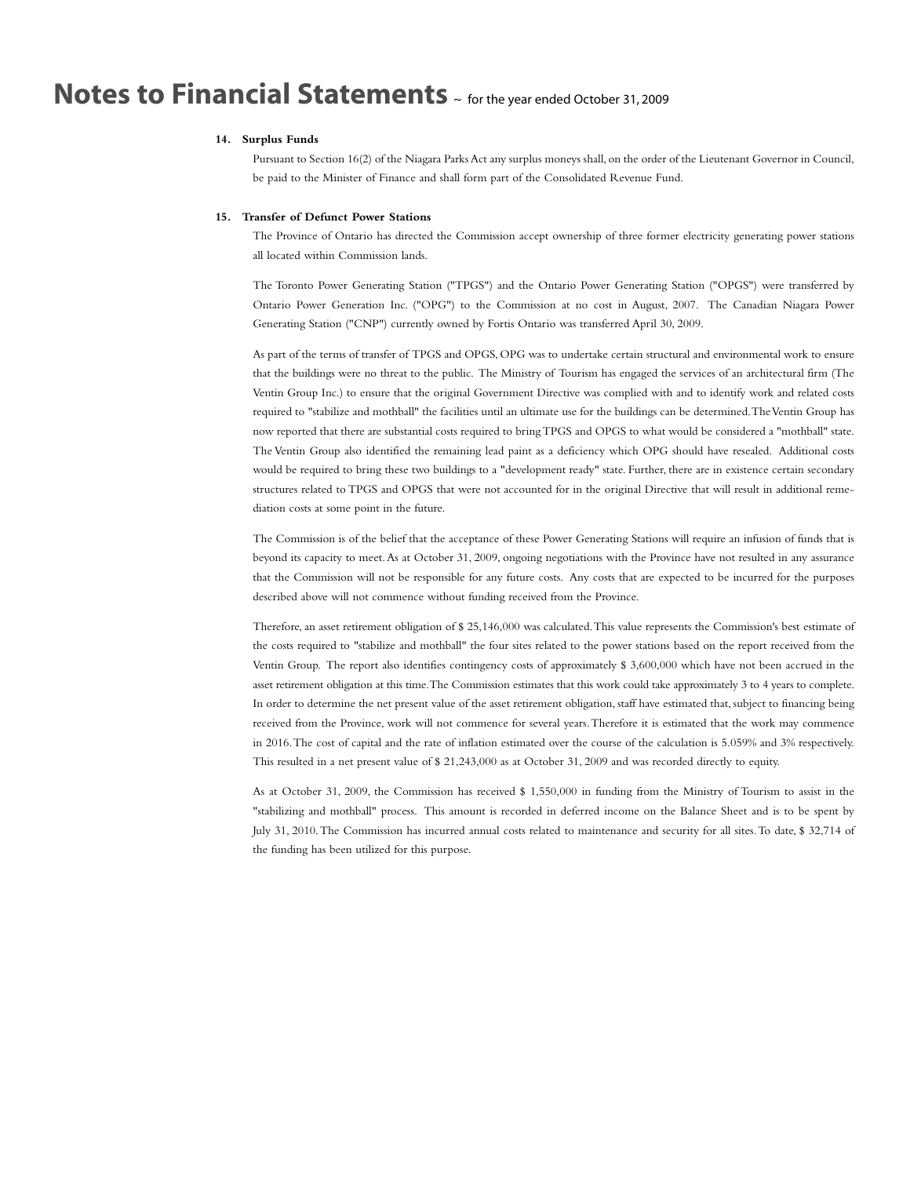# Notes to Financial Statements ~ for the year ended October 31, 2009

**14. Surplus Funds**

Pursuant to Section 16(2) of the Niagara Parks Act any surplus moneys shall, on the order of the Lieutenant Governor in Council, be paid to the Minister of Finance and shall form part of the Consolidated Revenue Fund.

**15. Transfer of Defunct Power Stations**

The Province of Ontario has directed the Commission accept ownership of three former electricity generating power stations all located within Commission lands.

The Toronto Power Generating Station ("TPGS") and the Ontario Power Generating Station ("OPGS") were transferred by Ontario Power Generation Inc. ("OPG") to the Commission at no cost in August, 2007. The Canadian Niagara Power Generating Station ("CNP") currently owned by Fortis Ontario was transferred April 30, 2009.

As part of the terms of transfer of TPGS and OPGS, OPG was to undertake certain structural and environmental work to ensure that the buildings were no threat to the public. The Ministry of Tourism has engaged the services of an architectural firm (The Ventin Group Inc.) to ensure that the original Government Directive was complied with and to identify work and related costs required to "stabilize and mothball" the facilities until an ultimate use for the buildings can be determined. The Ventin Group has now reported that there are substantial costs required to bring TPGS and OPGS to what would be considered a "mothball" state. The Ventin Group also identified the remaining lead paint as a deficiency which OPG should have resealed. Additional costs would be required to bring these two buildings to a "development ready" state. Further, there are in existence certain secondary structures related to TPGS and OPGS that were not accounted for in the original Directive that will result in additional remediation costs at some point in the future.

The Commission is of the belief that the acceptance of these Power Generating Stations will require an infusion of funds that is beyond its capacity to meet. As at October 31, 2009, ongoing negotiations with the Province have not resulted in any assurance that the Commission will not be responsible for any future costs. Any costs that are expected to be incurred for the purposes described above will not commence without funding received from the Province.

Therefore, an asset retirement obligation of $ 25,146,000 was calculated. This value represents the Commission's best estimate of the costs required to "stabilize and mothball" the four sites related to the power stations based on the report received from the Ventin Group. The report also identifies contingency costs of approximately $ 3,600,000 which have not been accrued in the asset retirement obligation at this time. The Commission estimates that this work could take approximately 3 to 4 years to complete. In order to determine the net present value of the asset retirement obligation, staff have estimated that, subject to financing being received from the Province, work will not commence for several years. Therefore it is estimated that the work may commence in 2016. The cost of capital and the rate of inflation estimated over the course of the calculation is 5.059% and 3% respectively. This resulted in a net present value of $ 21,243,000 as at October 31, 2009 and was recorded directly to equity.

As at October 31, 2009, the Commission has received $ 1,550,000 in funding from the Ministry of Tourism to assist in the "stabilizing and mothball" process. This amount is recorded in deferred income on the Balance Sheet and is to be spent by July 31, 2010. The Commission has incurred annual costs related to maintenance and security for all sites. To date, $ 32,714 of the funding has been utilized for this purpose.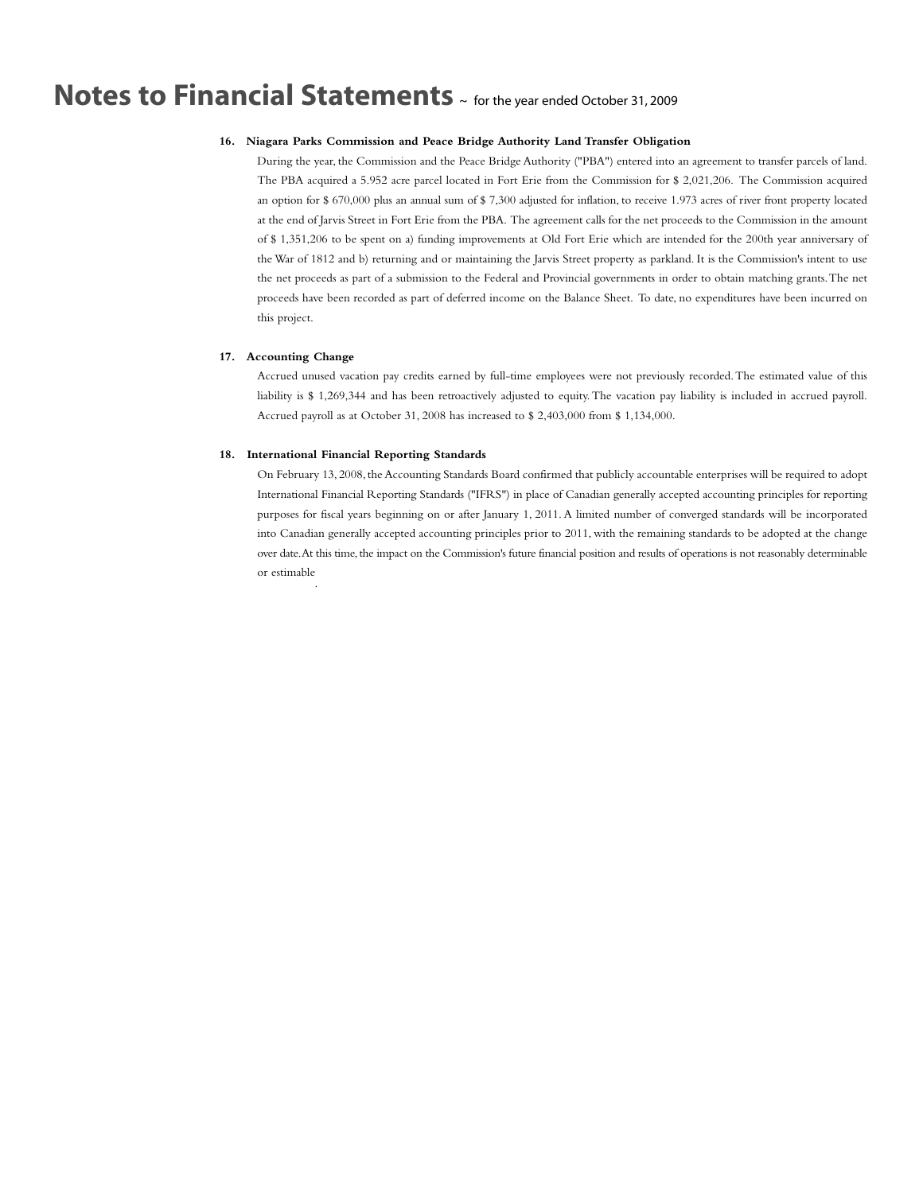# Notes to Financial Statements ~ for the year ended October 31, 2009

**16. Niagara Parks Commission and Peace Bridge Authority Land Transfer Obligation**

During the year, the Commission and the Peace Bridge Authority ("PBA") entered into an agreement to transfer parcels of land. The PBA acquired a 5.952 acre parcel located in Fort Erie from the Commission for $ 2,021,206. The Commission acquired an option for $ 670,000 plus an annual sum of $ 7,300 adjusted for inflation, to receive 1.973 acres of river front property located at the end of Jarvis Street in Fort Erie from the PBA. The agreement calls for the net proceeds to the Commission in the amount of $ 1,351,206 to be spent on a) funding improvements at Old Fort Erie which are intended for the 200th year anniversary of the War of 1812 and b) returning and or maintaining the Jarvis Street property as parkland. It is the Commission's intent to use the net proceeds as part of a submission to the Federal and Provincial governments in order to obtain matching grants. The net proceeds have been recorded as part of deferred income on the Balance Sheet. To date, no expenditures have been incurred on this project.

**17. Accounting Change**

Accrued unused vacation pay credits earned by full-time employees were not previously recorded. The estimated value of this liability is $ 1,269,344 and has been retroactively adjusted to equity. The vacation pay liability is included in accrued payroll. Accrued payroll as at October 31, 2008 has increased to $ 2,403,000 from $ 1,134,000.

**18. International Financial Reporting Standards**

On February 13, 2008, the Accounting Standards Board confirmed that publicly accountable enterprises will be required to adopt International Financial Reporting Standards ("IFRS") in place of Canadian generally accepted accounting principles for reporting purposes for fiscal years beginning on or after January 1, 2011. A limited number of converged standards will be incorporated into Canadian generally accepted accounting principles prior to 2011, with the remaining standards to be adopted at the change over date. At this time, the impact on the Commission's future financial position and results of operations is not reasonably determinable or estimable.